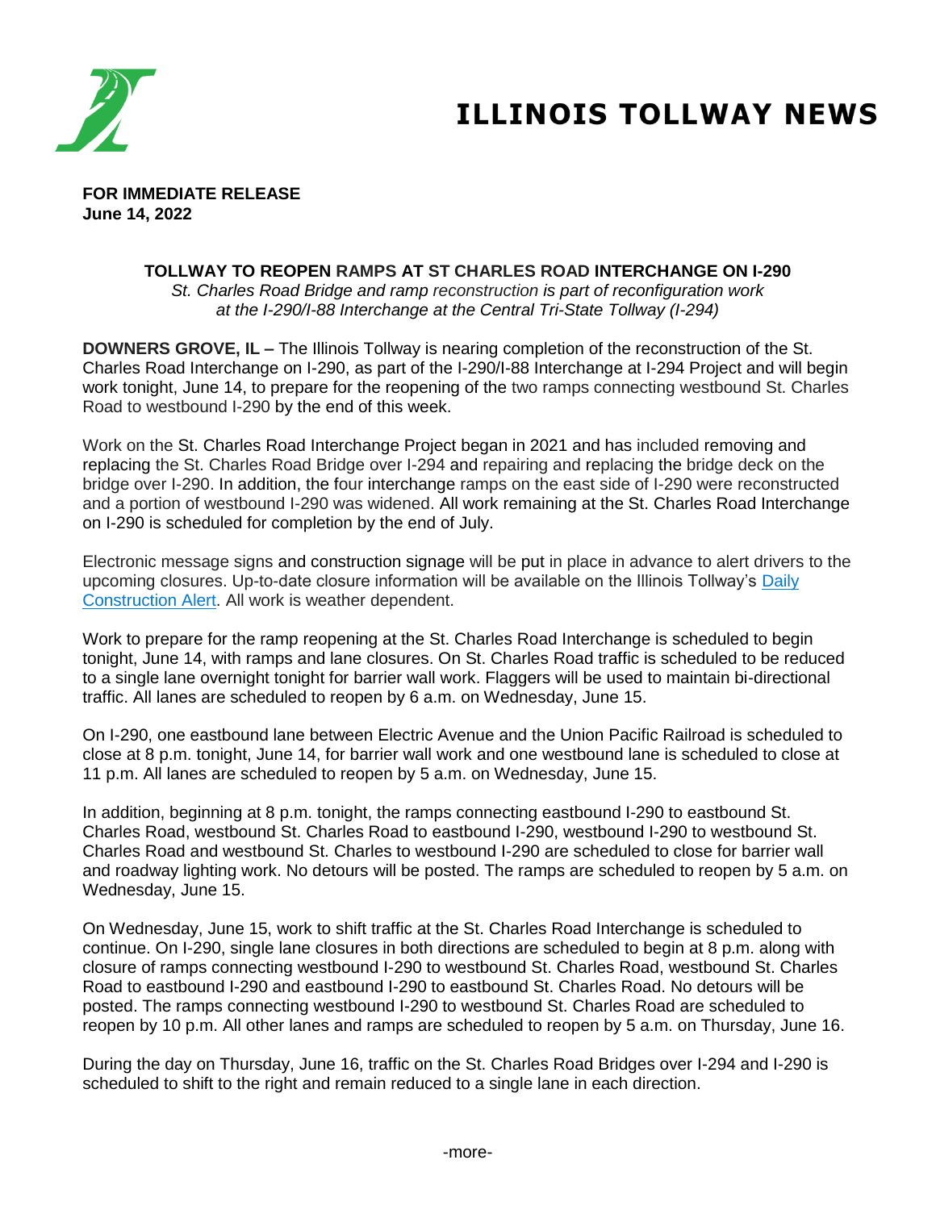# ILLINOIS TOLLWAY NEWS

**FOR IMMEDIATE RELEASE**
**June 14, 2022**

## TOLLWAY TO REOPEN RAMPS AT ST CHARLES ROAD INTERCHANGE ON I-290

*St. Charles Road Bridge and ramp reconstruction is part of reconfiguration work at the I-290/I-88 Interchange at the Central Tri-State Tollway (I-294)*

**DOWNERS GROVE, IL –** The Illinois Tollway is nearing completion of the reconstruction of the St. Charles Road Interchange on I-290, as part of the I-290/I-88 Interchange at I-294 Project and will begin work tonight, June 14, to prepare for the reopening of the two ramps connecting westbound St. Charles Road to westbound I-290 by the end of this week.

Work on the St. Charles Road Interchange Project began in 2021 and has included removing and replacing the St. Charles Road Bridge over I-294 and repairing and replacing the bridge deck on the bridge over I-290. In addition, the four interchange ramps on the east side of I-290 were reconstructed and a portion of westbound I-290 was widened. All work remaining at the St. Charles Road Interchange on I-290 is scheduled for completion by the end of July.

Electronic message signs and construction signage will be put in place in advance to alert drivers to the upcoming closures. Up-to-date closure information will be available on the Illinois Tollway's [Daily Construction Alert](). All work is weather dependent.

Work to prepare for the ramp reopening at the St. Charles Road Interchange is scheduled to begin tonight, June 14, with ramps and lane closures. On St. Charles Road traffic is scheduled to be reduced to a single lane overnight tonight for barrier wall work. Flaggers will be used to maintain bi-directional traffic. All lanes are scheduled to reopen by 6 a.m. on Wednesday, June 15.

On I-290, one eastbound lane between Electric Avenue and the Union Pacific Railroad is scheduled to close at 8 p.m. tonight, June 14, for barrier wall work and one westbound lane is scheduled to close at 11 p.m. All lanes are scheduled to reopen by 5 a.m. on Wednesday, June 15.

In addition, beginning at 8 p.m. tonight, the ramps connecting eastbound I-290 to eastbound St. Charles Road, westbound St. Charles Road to eastbound I-290, westbound I-290 to westbound St. Charles Road and westbound St. Charles to westbound I-290 are scheduled to close for barrier wall and roadway lighting work. No detours will be posted. The ramps are scheduled to reopen by 5 a.m. on Wednesday, June 15.

On Wednesday, June 15, work to shift traffic at the St. Charles Road Interchange is scheduled to continue. On I-290, single lane closures in both directions are scheduled to begin at 8 p.m. along with closure of ramps connecting westbound I-290 to westbound St. Charles Road, westbound St. Charles Road to eastbound I-290 and eastbound I-290 to eastbound St. Charles Road. No detours will be posted. The ramps connecting westbound I-290 to westbound St. Charles Road are scheduled to reopen by 10 p.m. All other lanes and ramps are scheduled to reopen by 5 a.m. on Thursday, June 16.

During the day on Thursday, June 16, traffic on the St. Charles Road Bridges over I-294 and I-290 is scheduled to shift to the right and remain reduced to a single lane in each direction.

-more-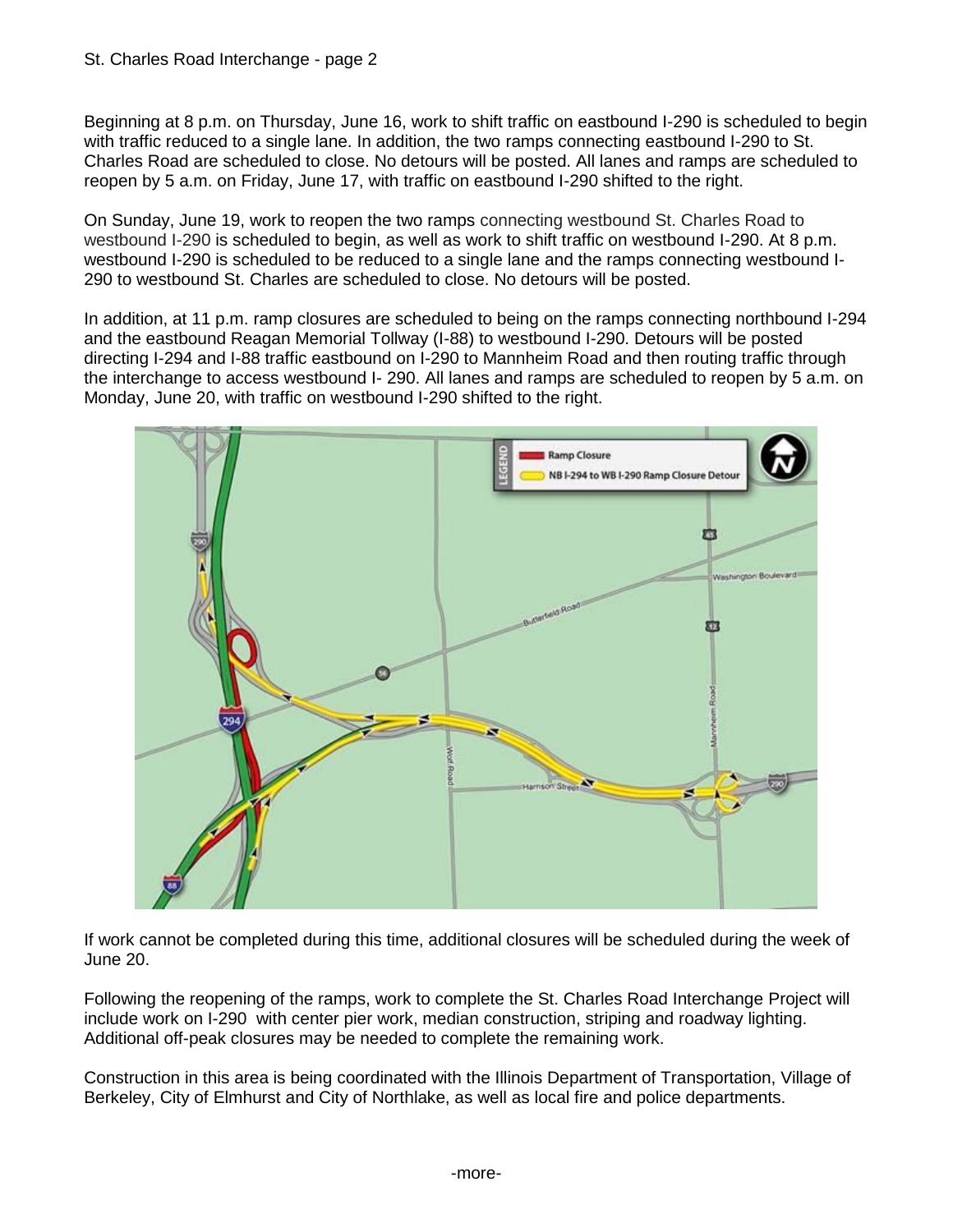Beginning at 8 p.m. on Thursday, June 16, work to shift traffic on eastbound I-290 is scheduled to begin with traffic reduced to a single lane. In addition, the two ramps connecting eastbound I-290 to St. Charles Road are scheduled to close. No detours will be posted. All lanes and ramps are scheduled to reopen by 5 a.m. on Friday, June 17, with traffic on eastbound I-290 shifted to the right.

On Sunday, June 19, work to reopen the two ramps connecting westbound St. Charles Road to westbound I-290 is scheduled to begin, as well as work to shift traffic on westbound I-290. At 8 p.m. westbound I-290 is scheduled to be reduced to a single lane and the ramps connecting westbound I-290 to westbound St. Charles are scheduled to close. No detours will be posted.

In addition, at 11 p.m. ramp closures are scheduled to being on the ramps connecting northbound I-294 and the eastbound Reagan Memorial Tollway (I-88) to westbound I-290. Detours will be posted directing I-294 and I-88 traffic eastbound on I-290 to Mannheim Road and then routing traffic through the interchange to access westbound I- 290. All lanes and ramps are scheduled to reopen by 5 a.m. on Monday, June 20, with traffic on westbound I-290 shifted to the right.

LEGEND
Ramp Closure
NB I-294 to WB I-290 Ramp Closure Detour

Washington Boulevard
Butterfield Road
Mannheim Road
Wolf Road
Harrison Street

If work cannot be completed during this time, additional closures will be scheduled during the week of June 20.

Following the reopening of the ramps, work to complete the St. Charles Road Interchange Project will include work on I-290 with center pier work, median construction, striping and roadway lighting. Additional off-peak closures may be needed to complete the remaining work.

Construction in this area is being coordinated with the Illinois Department of Transportation, Village of Berkeley, City of Elmhurst and City of Northlake, as well as local fire and police departments.

-more-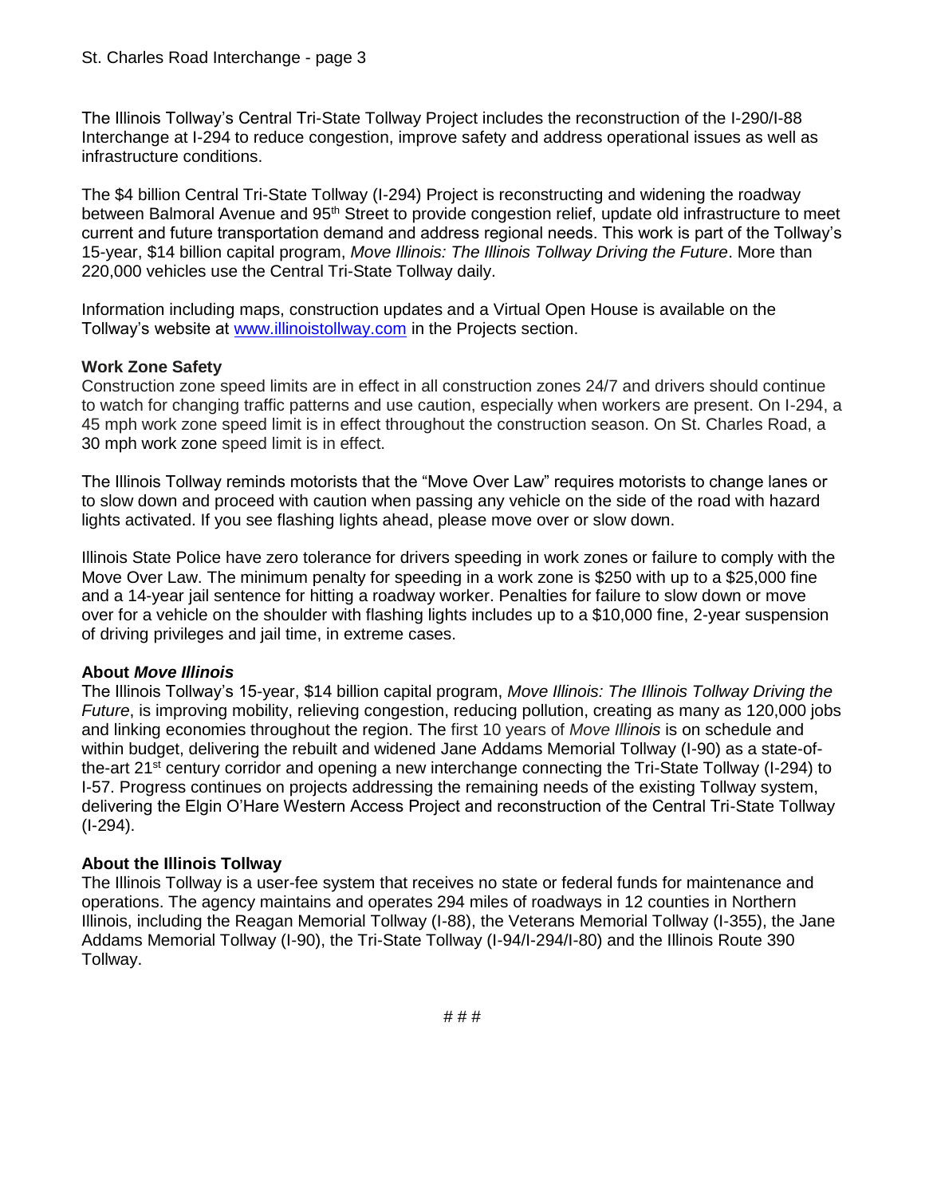The Illinois Tollway's Central Tri-State Tollway Project includes the reconstruction of the I-290/I-88 Interchange at I-294 to reduce congestion, improve safety and address operational issues as well as infrastructure conditions.

The $4 billion Central Tri-State Tollway (I-294) Project is reconstructing and widening the roadway between Balmoral Avenue and 95th Street to provide congestion relief, update old infrastructure to meet current and future transportation demand and address regional needs. This work is part of the Tollway's 15-year, $14 billion capital program, *Move Illinois: The Illinois Tollway Driving the Future*. More than 220,000 vehicles use the Central Tri-State Tollway daily.

Information including maps, construction updates and a Virtual Open House is available on the Tollway's website at [www.illinoistollway.com](http://www.illinoistollway.com) in the Projects section.

**Work Zone Safety**

Construction zone speed limits are in effect in all construction zones 24/7 and drivers should continue to watch for changing traffic patterns and use caution, especially when workers are present. On I-294, a 45 mph work zone speed limit is in effect throughout the construction season. On St. Charles Road, a 30 mph work zone speed limit is in effect.

The Illinois Tollway reminds motorists that the "Move Over Law" requires motorists to change lanes or to slow down and proceed with caution when passing any vehicle on the side of the road with hazard lights activated. If you see flashing lights ahead, please move over or slow down.

Illinois State Police have zero tolerance for drivers speeding in work zones or failure to comply with the Move Over Law. The minimum penalty for speeding in a work zone is $250 with up to a $25,000 fine and a 14-year jail sentence for hitting a roadway worker. Penalties for failure to slow down or move over for a vehicle on the shoulder with flashing lights includes up to a $10,000 fine, 2-year suspension of driving privileges and jail time, in extreme cases.

**About *Move Illinois***

The Illinois Tollway's 15-year, $14 billion capital program, *Move Illinois: The Illinois Tollway Driving the Future*, is improving mobility, relieving congestion, reducing pollution, creating as many as 120,000 jobs and linking economies throughout the region. The first 10 years of *Move Illinois* is on schedule and within budget, delivering the rebuilt and widened Jane Addams Memorial Tollway (I-90) as a state-of-the-art 21st century corridor and opening a new interchange connecting the Tri-State Tollway (I-294) to I-57. Progress continues on projects addressing the remaining needs of the existing Tollway system, delivering the Elgin O'Hare Western Access Project and reconstruction of the Central Tri-State Tollway (I-294).

**About the Illinois Tollway**

The Illinois Tollway is a user-fee system that receives no state or federal funds for maintenance and operations. The agency maintains and operates 294 miles of roadways in 12 counties in Northern Illinois, including the Reagan Memorial Tollway (I-88), the Veterans Memorial Tollway (I-355), the Jane Addams Memorial Tollway (I-90), the Tri-State Tollway (I-94/I-294/I-80) and the Illinois Route 390 Tollway.

# # #